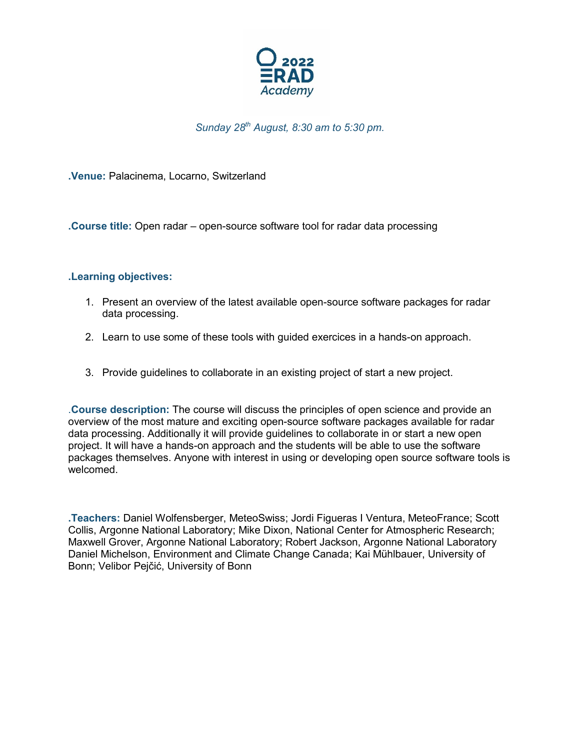# 2022 ERAD Academy

*Sunday 28th August, 8:30 am to 5:30 pm.*

**.Venue:** Palacinema, Locarno, Switzerland

**.Course title:** Open radar – open-source software tool for radar data processing

**.Learning objectives:**

1. Present an overview of the latest available open-source software packages for radar data processing.
2. Learn to use some of these tools with guided exercices in a hands-on approach.
3. Provide guidelines to collaborate in an existing project of start a new project.

**.Course description:** The course will discuss the principles of open science and provide an overview of the most mature and exciting open-source software packages available for radar data processing. Additionally it will provide guidelines to collaborate in or start a new open project. It will have a hands-on approach and the students will be able to use the software packages themselves. Anyone with interest in using or developing open source software tools is welcomed.

**.Teachers:** Daniel Wolfensberger, MeteoSwiss; Jordi Figueras I Ventura, MeteoFrance; Scott Collis, Argonne National Laboratory; Mike Dixon, National Center for Atmospheric Research; Maxwell Grover, Argonne National Laboratory; Robert Jackson, Argonne National Laboratory Daniel Michelson, Environment and Climate Change Canada; Kai Mühlbauer, University of Bonn; Velibor Pejčić, University of Bonn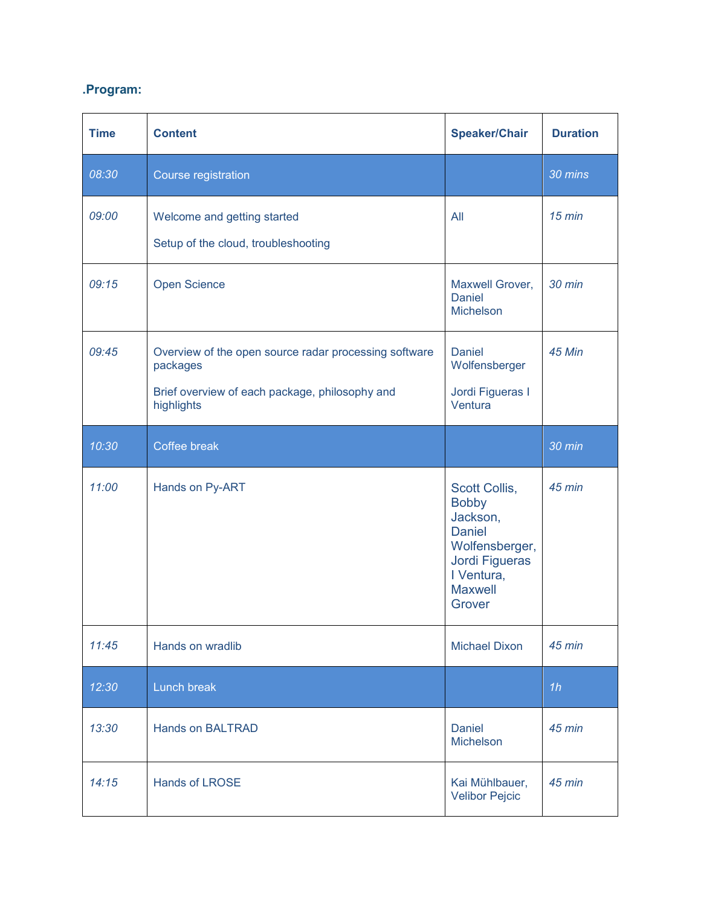### .Program:

| Time | Content | Speaker/Chair | Duration |
|---|---|---|---|
| *08:30* | Course registration | | *30 mins* |
| *09:00* | Welcome and getting started<br><br>Setup of the cloud, troubleshooting | All | *15 min* |
| *09:15* | Open Science | Maxwell Grover, Daniel Michelson | *30 min* |
| *09:45* | Overview of the open source radar processing software packages<br><br>Brief overview of each package, philosophy and highlights | Daniel Wolfensberger<br><br>Jordi Figueras I Ventura | *45 Min* |
| *10:30* | Coffee break | | *30 min* |
| *11:00* | Hands on Py-ART | Scott Collis, Bobby Jackson, Daniel Wolfensberger, Jordi Figueras I Ventura, Maxwell Grover | *45 min* |
| *11:45* | Hands on wradlib | Michael Dixon | *45 min* |
| *12:30* | Lunch break | | *1h* |
| *13:30* | Hands on BALTRAD | Daniel Michelson | *45 min* |
| *14:15* | Hands of LROSE | Kai Mühlbauer, Velibor Pejcic | *45 min* |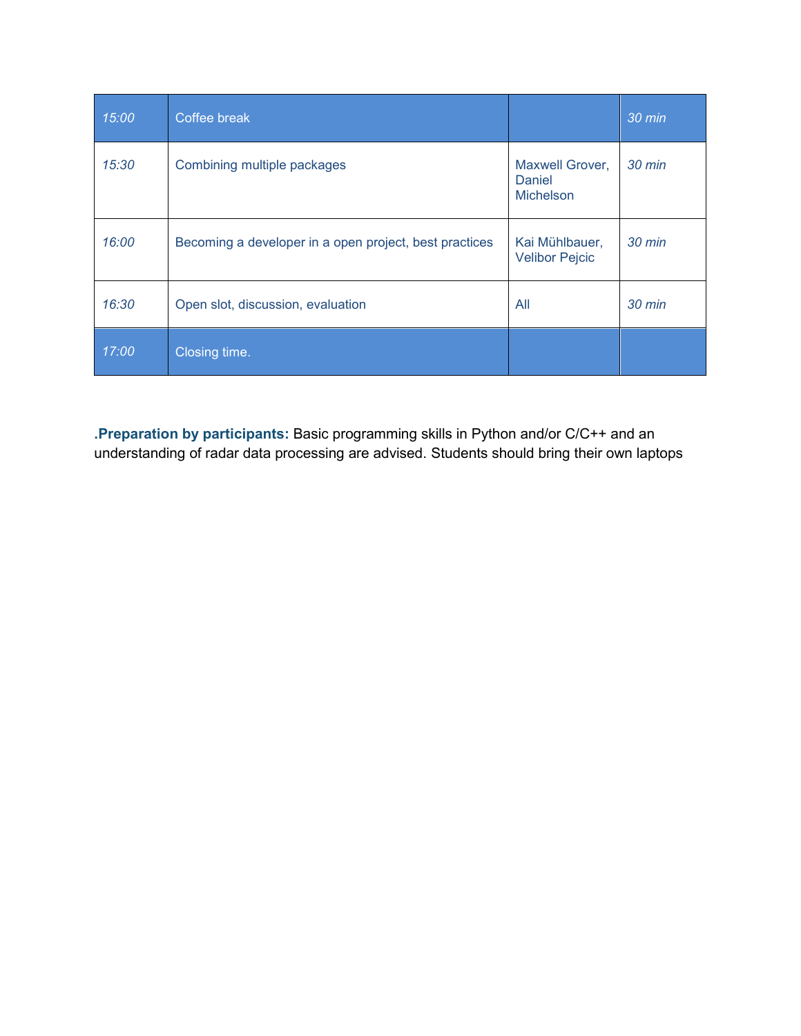| | | | |
|---|---|---|---|
| *15:00* | Coffee break | | *30 min* |
| *15:30* | Combining multiple packages | Maxwell Grover, Daniel Michelson | *30 min* |
| *16:00* | Becoming a developer in a open project, best practices | Kai Mühlbauer, Velibor Pejcic | *30 min* |
| *16:30* | Open slot, discussion, evaluation | All | *30 min* |
| *17:00* | Closing time. | | |

**.Preparation by participants:** Basic programming skills in Python and/or C/C++ and an understanding of radar data processing are advised. Students should bring their own laptops